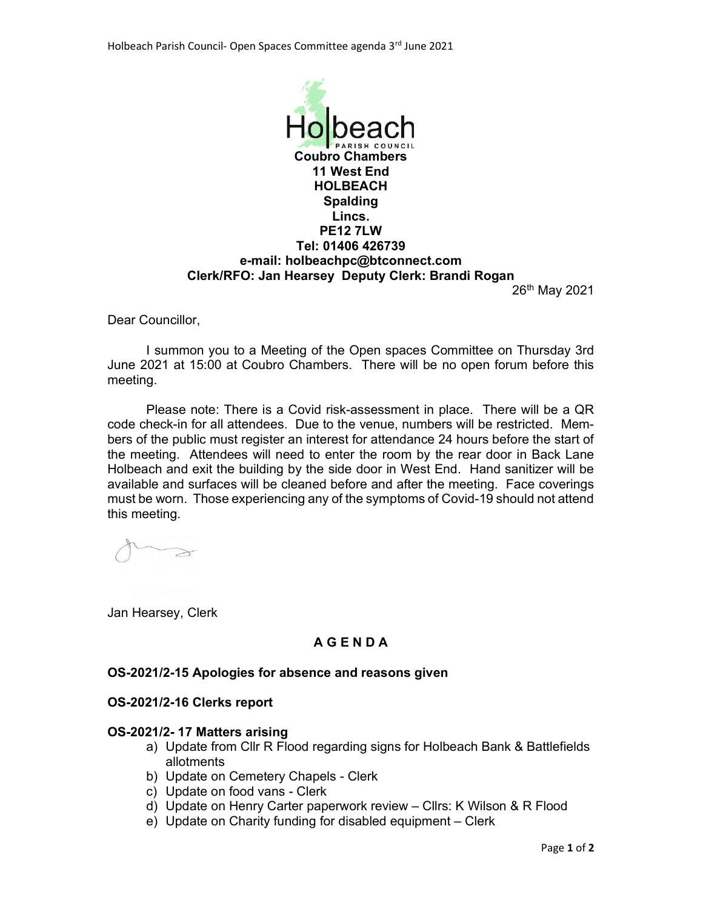Holbeach PARISH COUNCIL

**Coubro Chambers**
**11 West End**
**HOLBEACH**
**Spalding**
**Lincs.**
**PE12 7LW**
**Tel: 01406 426739**
**e-mail: holbeachpc@btconnect.com**
**Clerk/RFO: Jan Hearsey Deputy Clerk: Brandi Rogan**

26th May 2021

Dear Councillor,

I summon you to a Meeting of the Open spaces Committee on Thursday 3rd June 2021 at 15:00 at Coubro Chambers. There will be no open forum before this meeting.

Please note: There is a Covid risk-assessment in place. There will be a QR code check-in for all attendees. Due to the venue, numbers will be restricted. Members of the public must register an interest for attendance 24 hours before the start of the meeting. Attendees will need to enter the room by the rear door in Back Lane Holbeach and exit the building by the side door in West End. Hand sanitizer will be available and surfaces will be cleaned before and after the meeting. Face coverings must be worn. Those experiencing any of the symptoms of Covid-19 should not attend this meeting.

Jan Hearsey, Clerk

## A G E N D A

**OS-2021/2-15 Apologies for absence and reasons given**

**OS-2021/2-16 Clerks report**

**OS-2021/2- 17 Matters arising**

a) Update from Cllr R Flood regarding signs for Holbeach Bank & Battlefields allotments
b) Update on Cemetery Chapels - Clerk
c) Update on food vans - Clerk
d) Update on Henry Carter paperwork review – Cllrs: K Wilson & R Flood
e) Update on Charity funding for disabled equipment – Clerk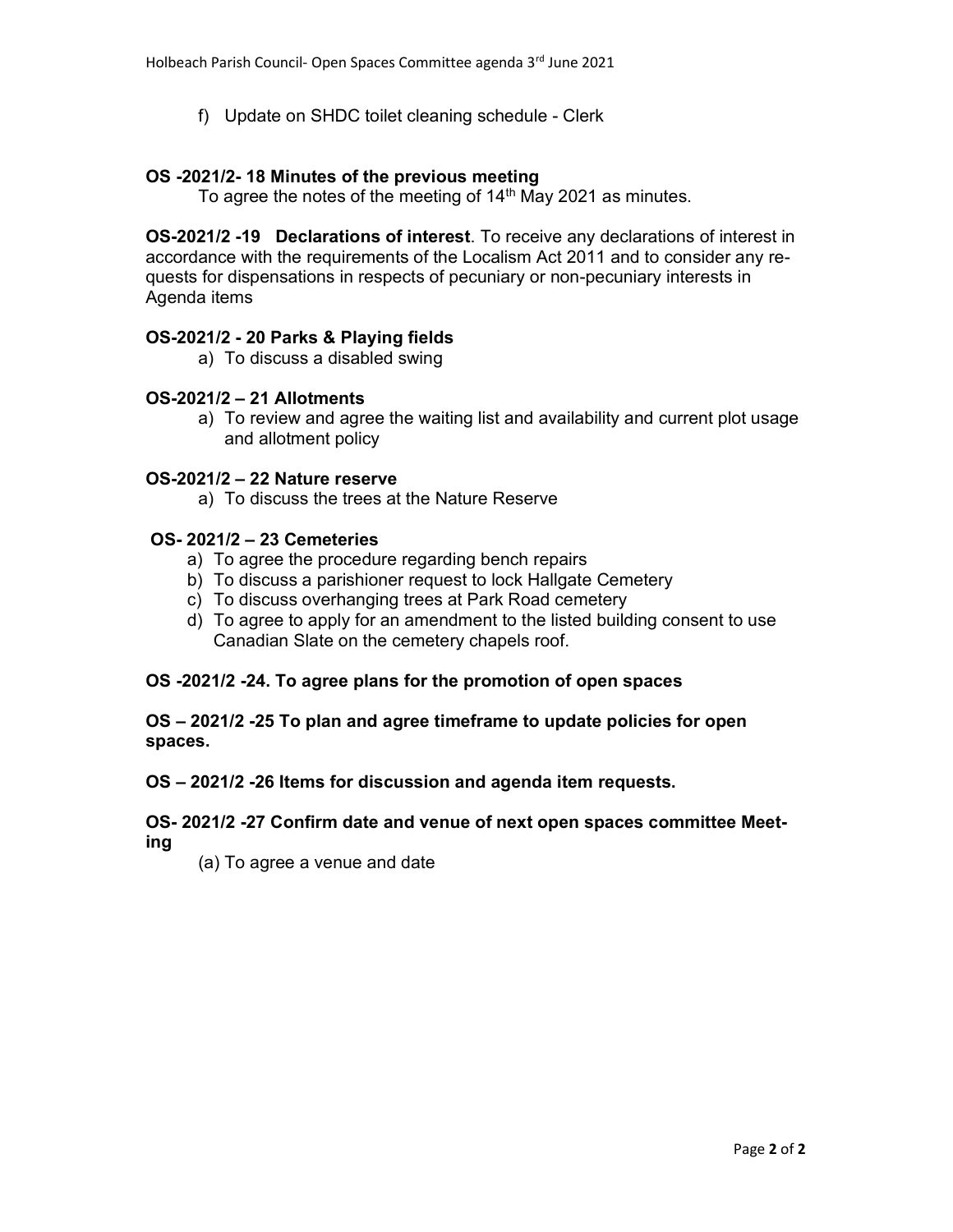f) Update on SHDC toilet cleaning schedule - Clerk

**OS -2021/2- 18 Minutes of the previous meeting**

To agree the notes of the meeting of 14th May 2021 as minutes.

**OS-2021/2 -19 Declarations of interest**. To receive any declarations of interest in accordance with the requirements of the Localism Act 2011 and to consider any requests for dispensations in respects of pecuniary or non-pecuniary interests in Agenda items

**OS-2021/2 - 20 Parks & Playing fields**

a) To discuss a disabled swing

**OS-2021/2 – 21 Allotments**

a) To review and agree the waiting list and availability and current plot usage and allotment policy

**OS-2021/2 – 22 Nature reserve**

a) To discuss the trees at the Nature Reserve

**OS- 2021/2 – 23 Cemeteries**

a) To agree the procedure regarding bench repairs
b) To discuss a parishioner request to lock Hallgate Cemetery
c) To discuss overhanging trees at Park Road cemetery
d) To agree to apply for an amendment to the listed building consent to use Canadian Slate on the cemetery chapels roof.

**OS -2021/2 -24. To agree plans for the promotion of open spaces**

**OS – 2021/2 -25 To plan and agree timeframe to update policies for open spaces.**

**OS – 2021/2 -26 Items for discussion and agenda item requests.**

**OS- 2021/2 -27 Confirm date and venue of next open spaces committee Meeting**

(a) To agree a venue and date